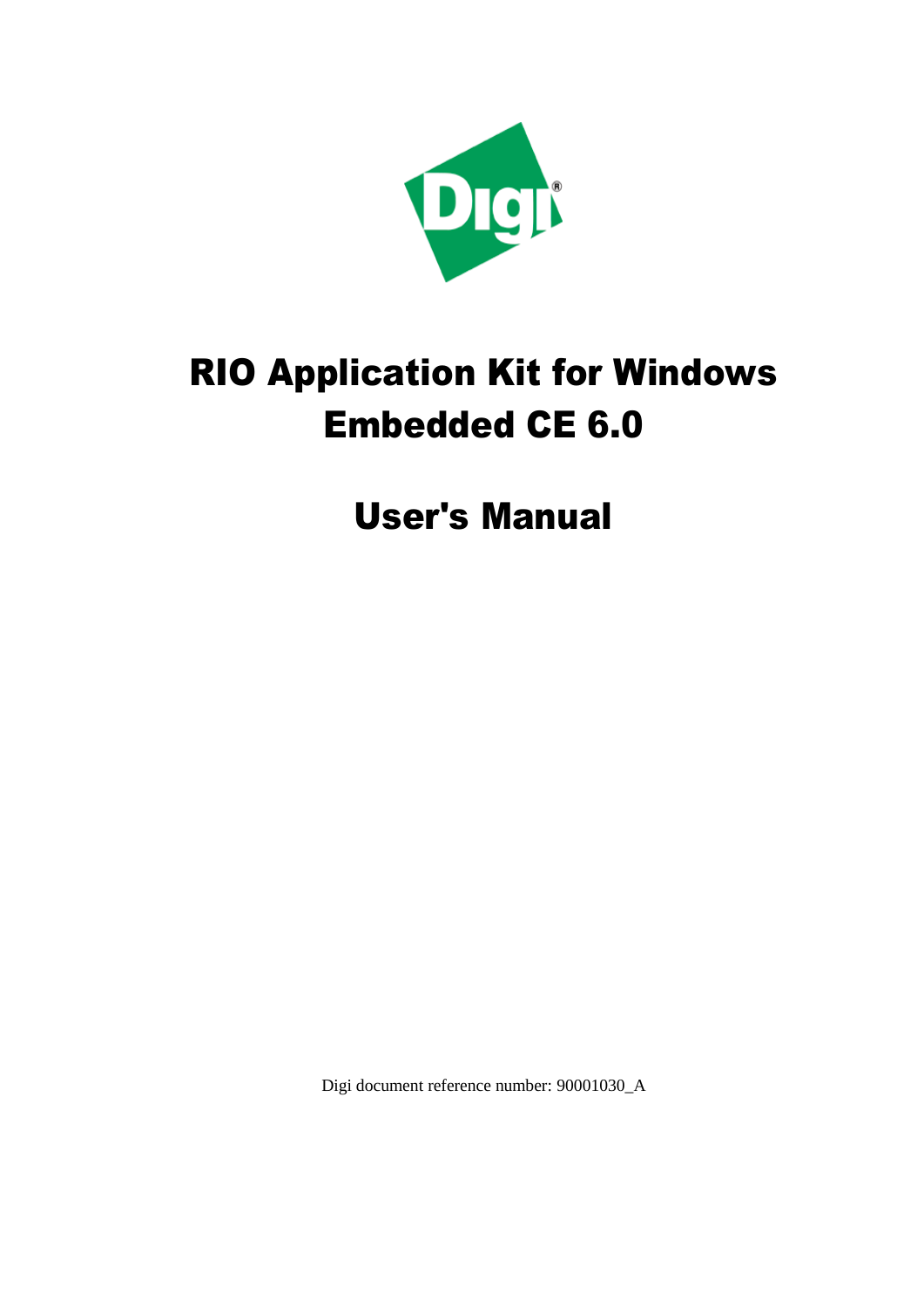# RIO Application Kit for Windows Embedded CE 6.0

# User's Manual

Digi document reference number: 90001030_A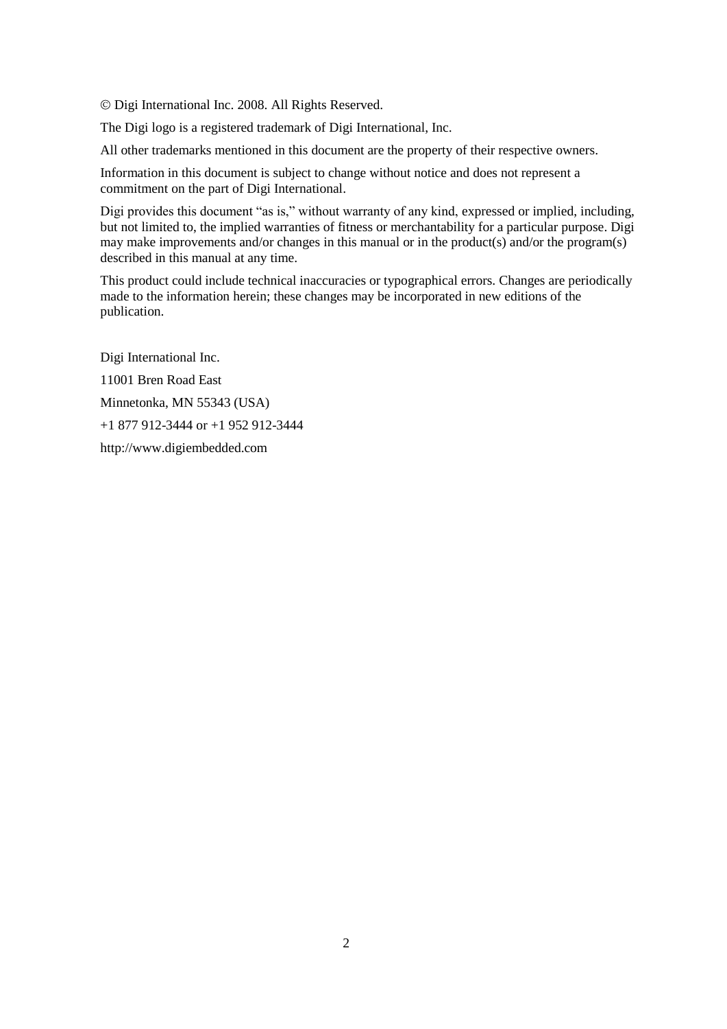© Digi International Inc. 2008. All Rights Reserved.

The Digi logo is a registered trademark of Digi International, Inc.

All other trademarks mentioned in this document are the property of their respective owners.

Information in this document is subject to change without notice and does not represent a commitment on the part of Digi International.

Digi provides this document "as is," without warranty of any kind, expressed or implied, including, but not limited to, the implied warranties of fitness or merchantability for a particular purpose. Digi may make improvements and/or changes in this manual or in the product(s) and/or the program(s) described in this manual at any time.

This product could include technical inaccuracies or typographical errors. Changes are periodically made to the information herein; these changes may be incorporated in new editions of the publication.

Digi International Inc.

11001 Bren Road East

Minnetonka, MN 55343 (USA)

+1 877 912-3444 or +1 952 912-3444

http://www.digiembedded.com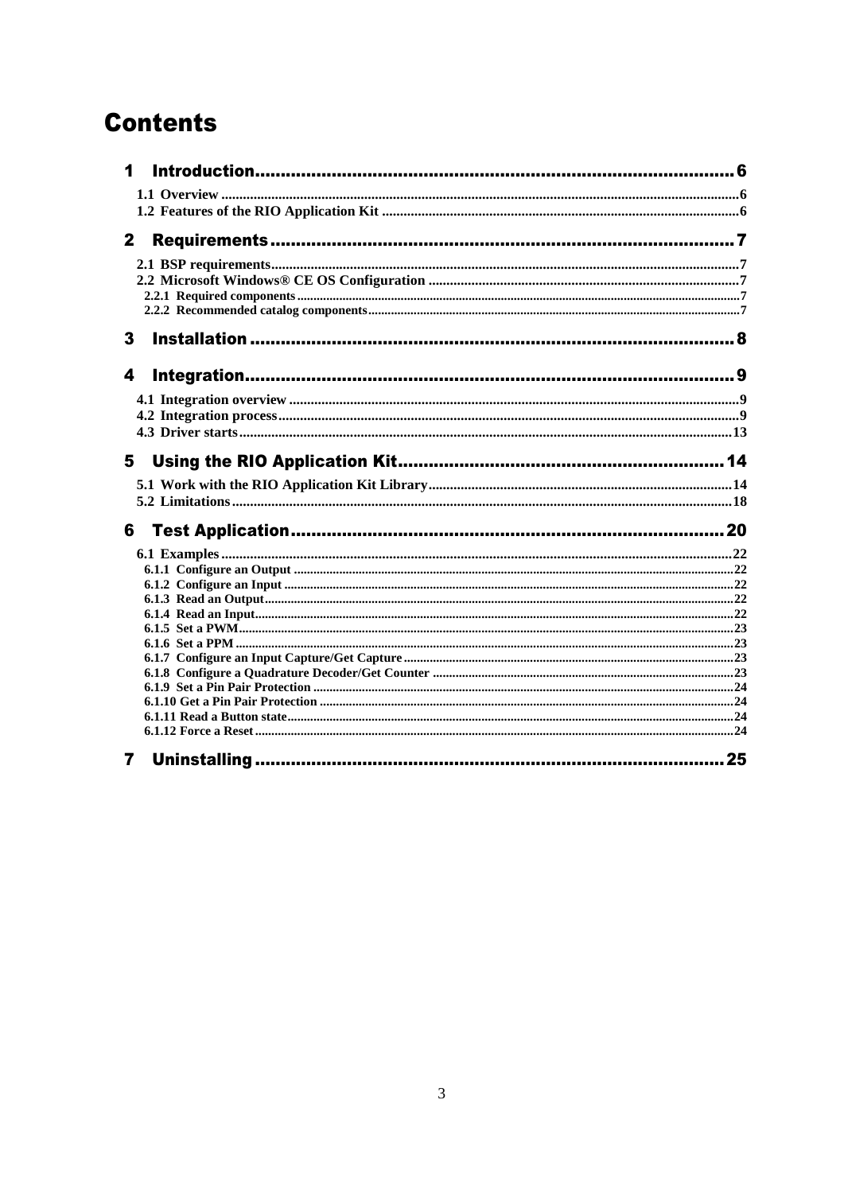# Contents

**1 Introduction** ........................................................................................ 6

1.1 Overview ........................................................................................ 6

1.2 Features of the RIO Application Kit ........................................................................................ 6

**2 Requirements** ........................................................................................ 7

2.1 BSP requirements ........................................................................................ 7

2.2 Microsoft Windows® CE OS Configuration ........................................................................................ 7

2.2.1 Required components ........................................................................................ 7

2.2.2 Recommended catalog components ........................................................................................ 7

**3 Installation** ........................................................................................ 8

**4 Integration** ........................................................................................ 9

4.1 Integration overview ........................................................................................ 9

4.2 Integration process ........................................................................................ 9

4.3 Driver starts ........................................................................................ 13

**5 Using the RIO Application Kit** ........................................................................................ 14

5.1 Work with the RIO Application Kit Library ........................................................................................ 14

5.2 Limitations ........................................................................................ 18

**6 Test Application** ........................................................................................ 20

6.1 Examples ........................................................................................ 22

6.1.1 Configure an Output ........................................................................................ 22

6.1.2 Configure an Input ........................................................................................ 22

6.1.3 Read an Output ........................................................................................ 22

6.1.4 Read an Input ........................................................................................ 22

6.1.5 Set a PWM ........................................................................................ 23

6.1.6 Set a PPM ........................................................................................ 23

6.1.7 Configure an Input Capture/Get Capture ........................................................................................ 23

6.1.8 Configure a Quadrature Decoder/Get Counter ........................................................................................ 23

6.1.9 Set a Pin Pair Protection ........................................................................................ 24

6.1.10 Get a Pin Pair Protection ........................................................................................ 24

6.1.11 Read a Button state ........................................................................................ 24

6.1.12 Force a Reset ........................................................................................ 24

**7 Uninstalling** ........................................................................................ 25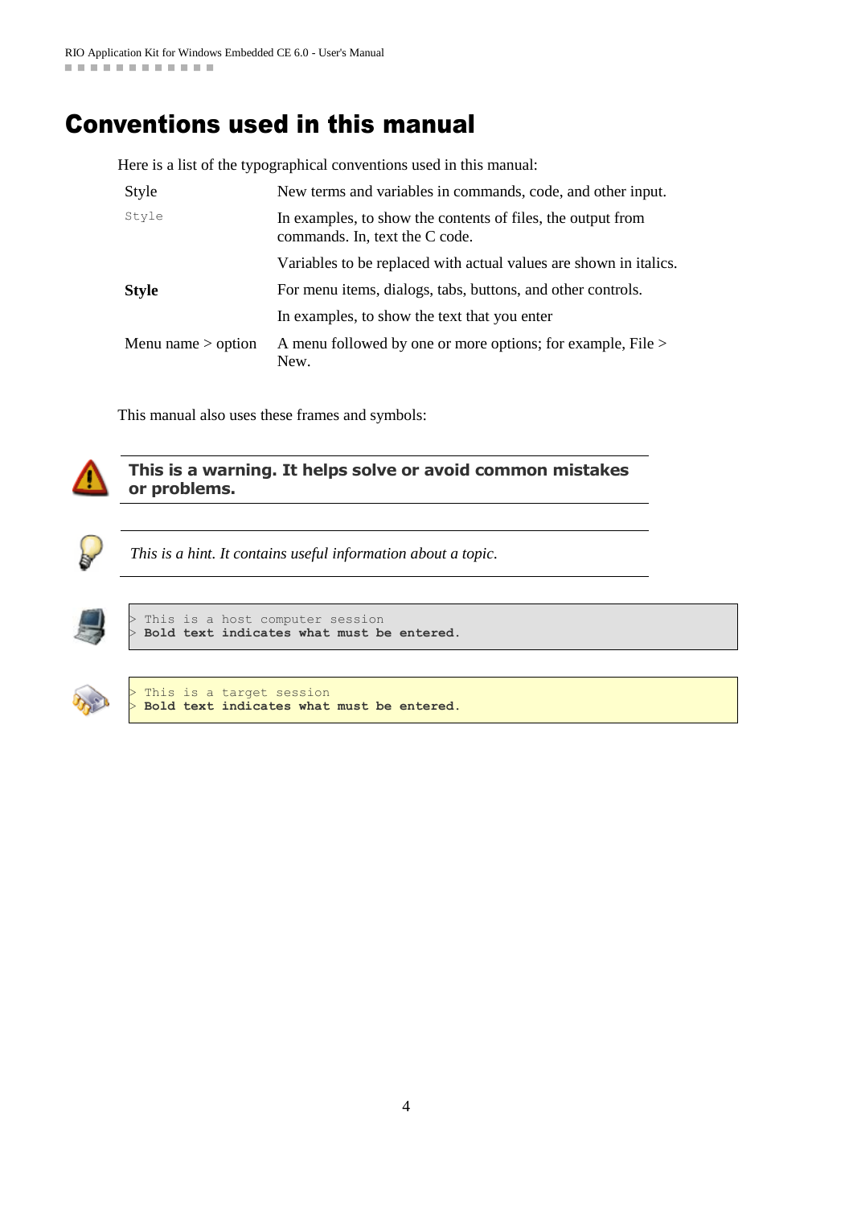# Conventions used in this manual

Here is a list of the typographical conventions used in this manual:

| Style | Description |
|---|---|
| Style | New terms and variables in commands, code, and other input. |
| `Style` | In examples, to show the contents of files, the output from commands. In, text the C code. |
| | Variables to be replaced with actual values are shown in italics. |
| **Style** | For menu items, dialogs, tabs, buttons, and other controls. |
| | In examples, to show the text that you enter |
| Menu name > option | A menu followed by one or more options; for example, File > New. |

This manual also uses these frames and symbols:

**This is a warning. It helps solve or avoid common mistakes or problems.**

*This is a hint. It contains useful information about a topic.*

```
> This is a host computer session
> Bold text indicates what must be entered.
```

```
> This is a target session
> Bold text indicates what must be entered.
```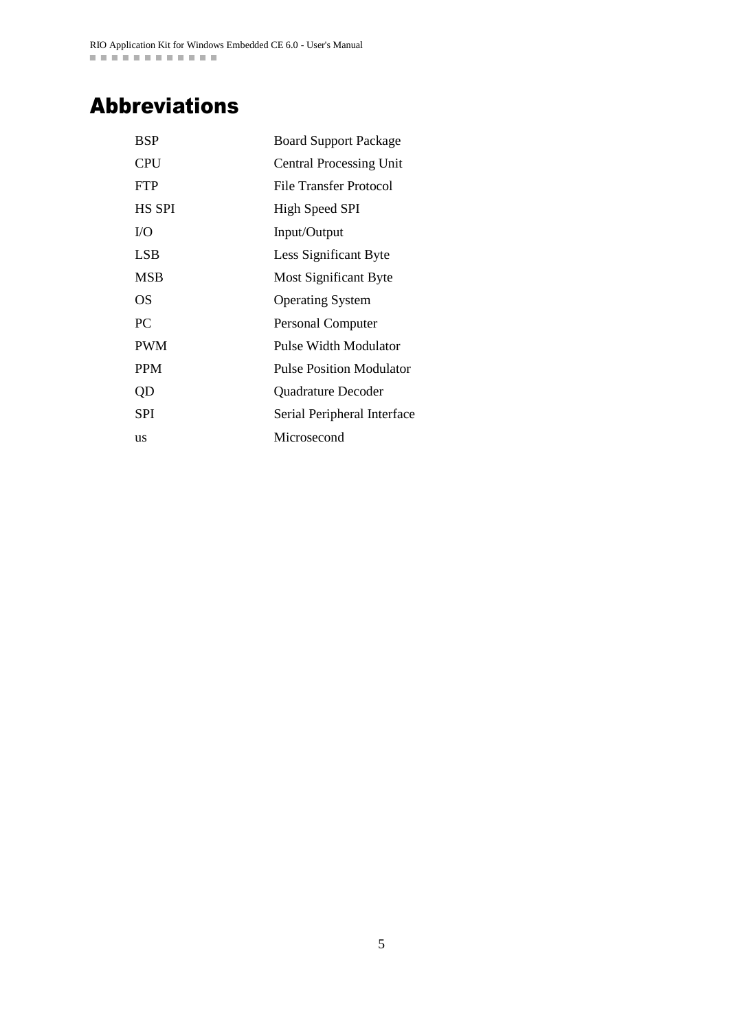# Abbreviations

| | |
|---|---|
| BSP | Board Support Package |
| CPU | Central Processing Unit |
| FTP | File Transfer Protocol |
| HS SPI | High Speed SPI |
| I/O | Input/Output |
| LSB | Less Significant Byte |
| MSB | Most Significant Byte |
| OS | Operating System |
| PC | Personal Computer |
| PWM | Pulse Width Modulator |
| PPM | Pulse Position Modulator |
| QD | Quadrature Decoder |
| SPI | Serial Peripheral Interface |
| us | Microsecond |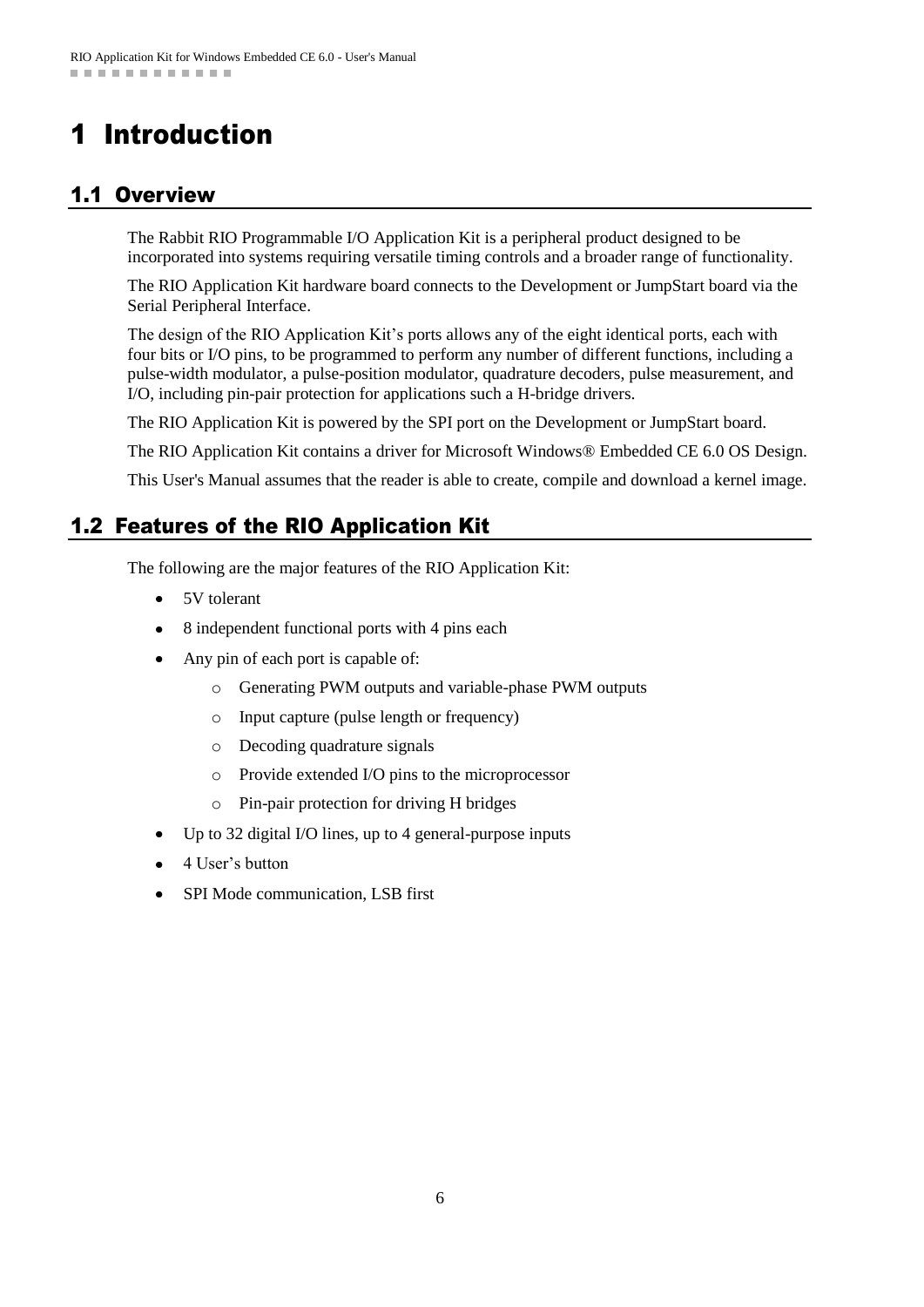# 1 Introduction

## 1.1 Overview

The Rabbit RIO Programmable I/O Application Kit is a peripheral product designed to be incorporated into systems requiring versatile timing controls and a broader range of functionality.

The RIO Application Kit hardware board connects to the Development or JumpStart board via the Serial Peripheral Interface.

The design of the RIO Application Kit's ports allows any of the eight identical ports, each with four bits or I/O pins, to be programmed to perform any number of different functions, including a pulse-width modulator, a pulse-position modulator, quadrature decoders, pulse measurement, and I/O, including pin-pair protection for applications such a H-bridge drivers.

The RIO Application Kit is powered by the SPI port on the Development or JumpStart board.

The RIO Application Kit contains a driver for Microsoft Windows® Embedded CE 6.0 OS Design.

This User's Manual assumes that the reader is able to create, compile and download a kernel image.

## 1.2 Features of the RIO Application Kit

The following are the major features of the RIO Application Kit:

- 5V tolerant
- 8 independent functional ports with 4 pins each
- Any pin of each port is capable of:
  - Generating PWM outputs and variable-phase PWM outputs
  - Input capture (pulse length or frequency)
  - Decoding quadrature signals
  - Provide extended I/O pins to the microprocessor
  - Pin-pair protection for driving H bridges
- Up to 32 digital I/O lines, up to 4 general-purpose inputs
- 4 User's button
- SPI Mode communication, LSB first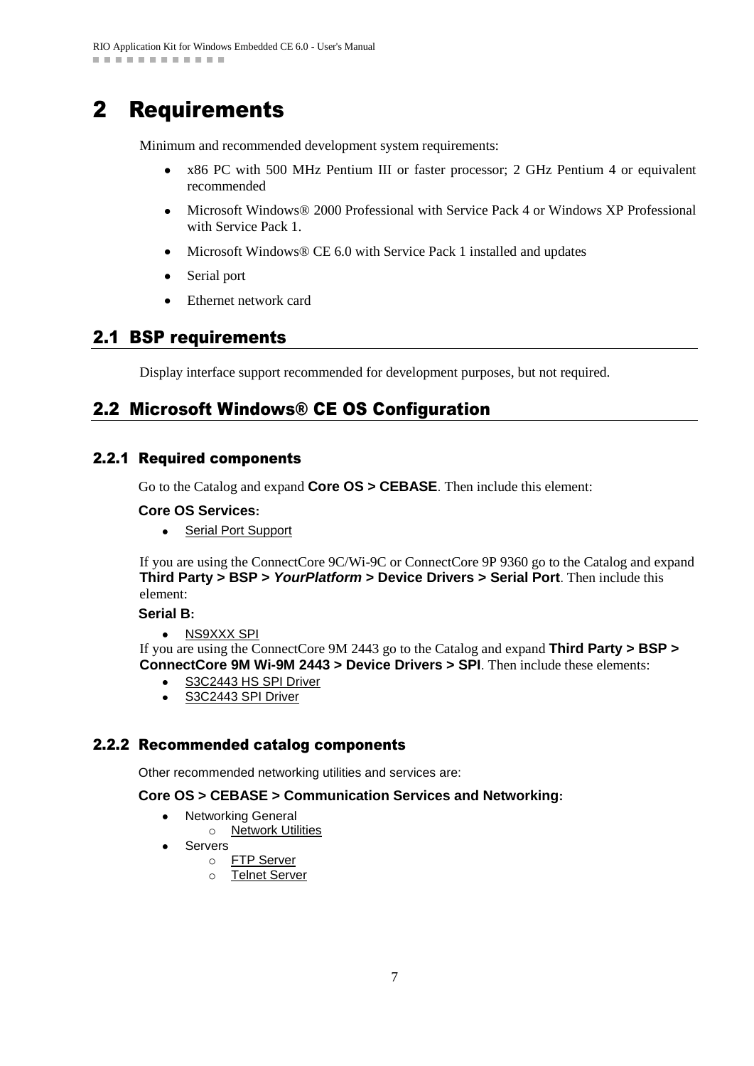# 2 Requirements

Minimum and recommended development system requirements:

- x86 PC with 500 MHz Pentium III or faster processor; 2 GHz Pentium 4 or equivalent recommended
- Microsoft Windows® 2000 Professional with Service Pack 4 or Windows XP Professional with Service Pack 1.
- Microsoft Windows® CE 6.0 with Service Pack 1 installed and updates
- Serial port
- Ethernet network card

## 2.1 BSP requirements

Display interface support recommended for development purposes, but not required.

## 2.2 Microsoft Windows® CE OS Configuration

### 2.2.1 Required components

Go to the Catalog and expand **Core OS > CEBASE**. Then include this element:

**Core OS Services:**

- Serial Port Support

If you are using the ConnectCore 9C/Wi-9C or ConnectCore 9P 9360 go to the Catalog and expand **Third Party > BSP > *YourPlatform* > Device Drivers > Serial Port**. Then include this element:

**Serial B:**

- NS9XXX SPI

If you are using the ConnectCore 9M 2443 go to the Catalog and expand **Third Party > BSP > ConnectCore 9M Wi-9M 2443 > Device Drivers > SPI**. Then include these elements:

- S3C2443 HS SPI Driver
- S3C2443 SPI Driver

### 2.2.2 Recommended catalog components

Other recommended networking utilities and services are:

**Core OS > CEBASE > Communication Services and Networking:**

- Networking General
  - Network Utilities
- Servers
  - FTP Server
  - Telnet Server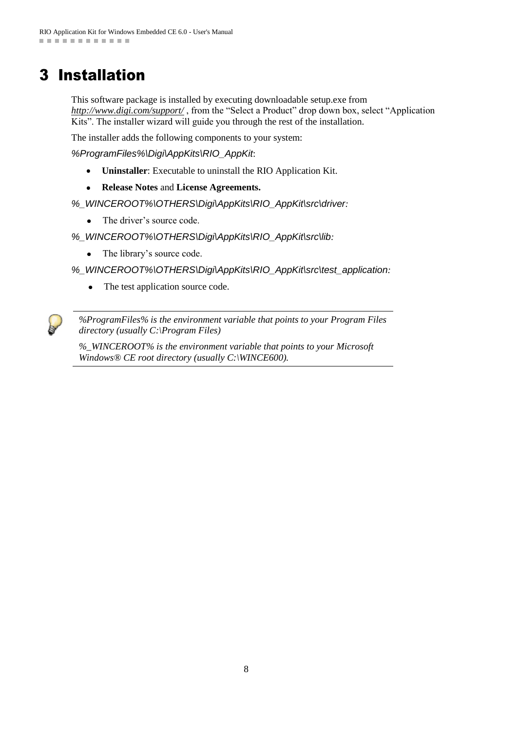# 3 Installation

This software package is installed by executing downloadable setup.exe from *http://www.digi.com/support/* , from the "Select a Product" drop down box, select "Application Kits". The installer wizard will guide you through the rest of the installation.

The installer adds the following components to your system:

*%ProgramFiles%\Digi\AppKits\RIO_AppKit*:

- **Uninstaller**: Executable to uninstall the RIO Application Kit.
- **Release Notes** and **License Agreements.**

*%_WINCEROOT%\OTHERS\Digi\AppKits\RIO_AppKit\src\driver:*

- The driver's source code.

*%_WINCEROOT%\OTHERS\Digi\AppKits\RIO_AppKit\src\lib:*

- The library's source code.

*%_WINCEROOT%\OTHERS\Digi\AppKits\RIO_AppKit\src\test_application:*

- The test application source code.

---

*%ProgramFiles% is the environment variable that points to your Program Files directory (usually C:\Program Files)*

*%_WINCEROOT% is the environment variable that points to your Microsoft Windows® CE root directory (usually C:\WINCE600).*

---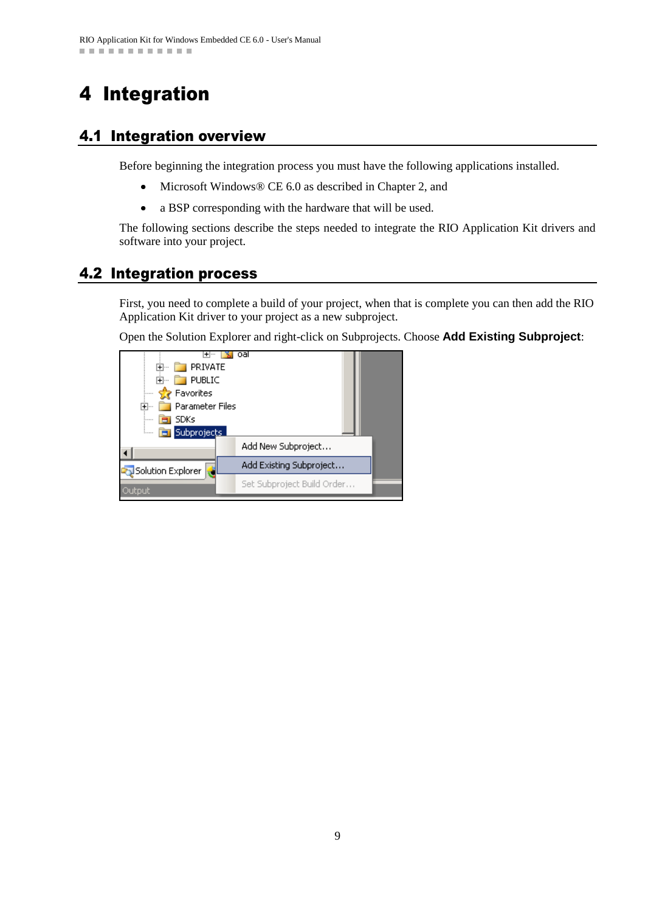# 4 Integration

## 4.1 Integration overview

Before beginning the integration process you must have the following applications installed.

- Microsoft Windows® CE 6.0 as described in Chapter 2, and
- a BSP corresponding with the hardware that will be used.

The following sections describe the steps needed to integrate the RIO Application Kit drivers and software into your project.

## 4.2 Integration process

First, you need to complete a build of your project, when that is complete you can then add the RIO Application Kit driver to your project as a new subproject.

Open the Solution Explorer and right-click on Subprojects. Choose **Add Existing Subproject**: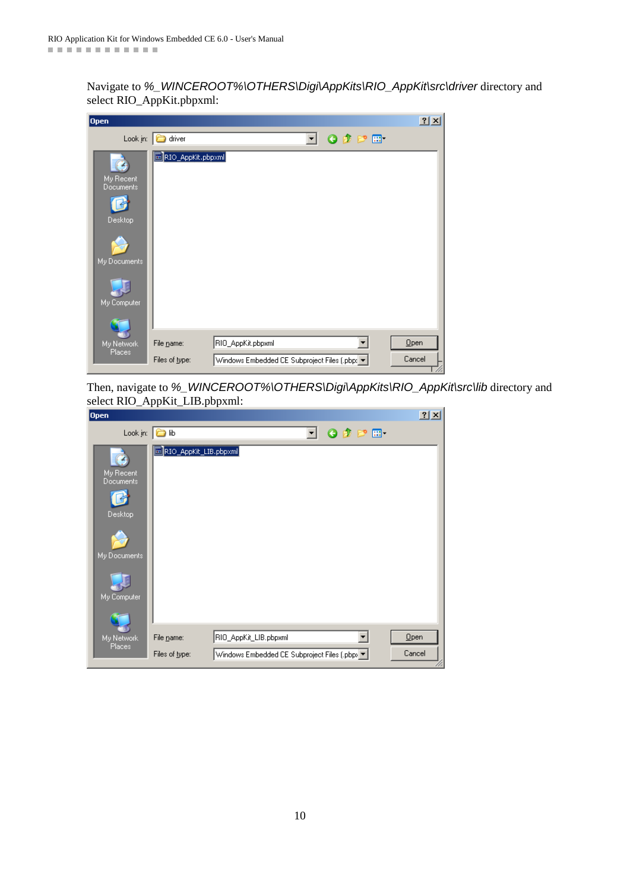Navigate to *%_WINCEROOT%\OTHERS\Digi\AppKits\RIO_AppKit\src\driver* directory and select RIO_AppKit.pbpxml:

Then, navigate to *%_WINCEROOT%\OTHERS\Digi\AppKits\RIO_AppKit\src\lib* directory and select RIO_AppKit_LIB.pbpxml: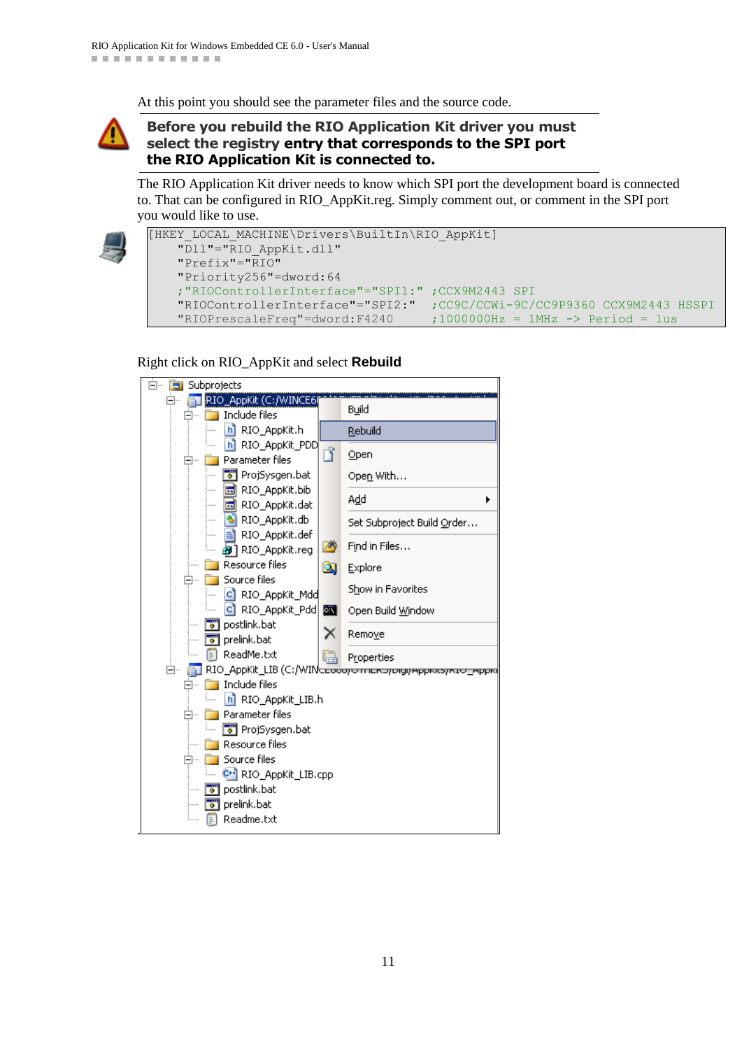At this point you should see the parameter files and the source code.

**Before you rebuild the RIO Application Kit driver you must select the registry entry that corresponds to the SPI port the RIO Application Kit is connected to.**

The RIO Application Kit driver needs to know which SPI port the development board is connected to. That can be configured in RIO_AppKit.reg. Simply comment out, or comment in the SPI port you would like to use.

```
[HKEY_LOCAL_MACHINE\Drivers\BuiltIn\RIO_AppKit]
    "Dll"="RIO_AppKit.dll"
    "Prefix"="RIO"
    "Priority256"=dword:64
    ;"RIOControllerInterface"="SPI1:"  ;CCX9M2443 SPI
    "RIOControllerInterface"="SPI2:"   ;CC9C/CCWi-9C/CC9P9360 CCX9M2443 HSSPI
    "RIOPrescaleFreq"=dword:F4240      ;1000000Hz = 1MHz -> Period = 1us
```

Right click on RIO_AppKit and select **Rebuild**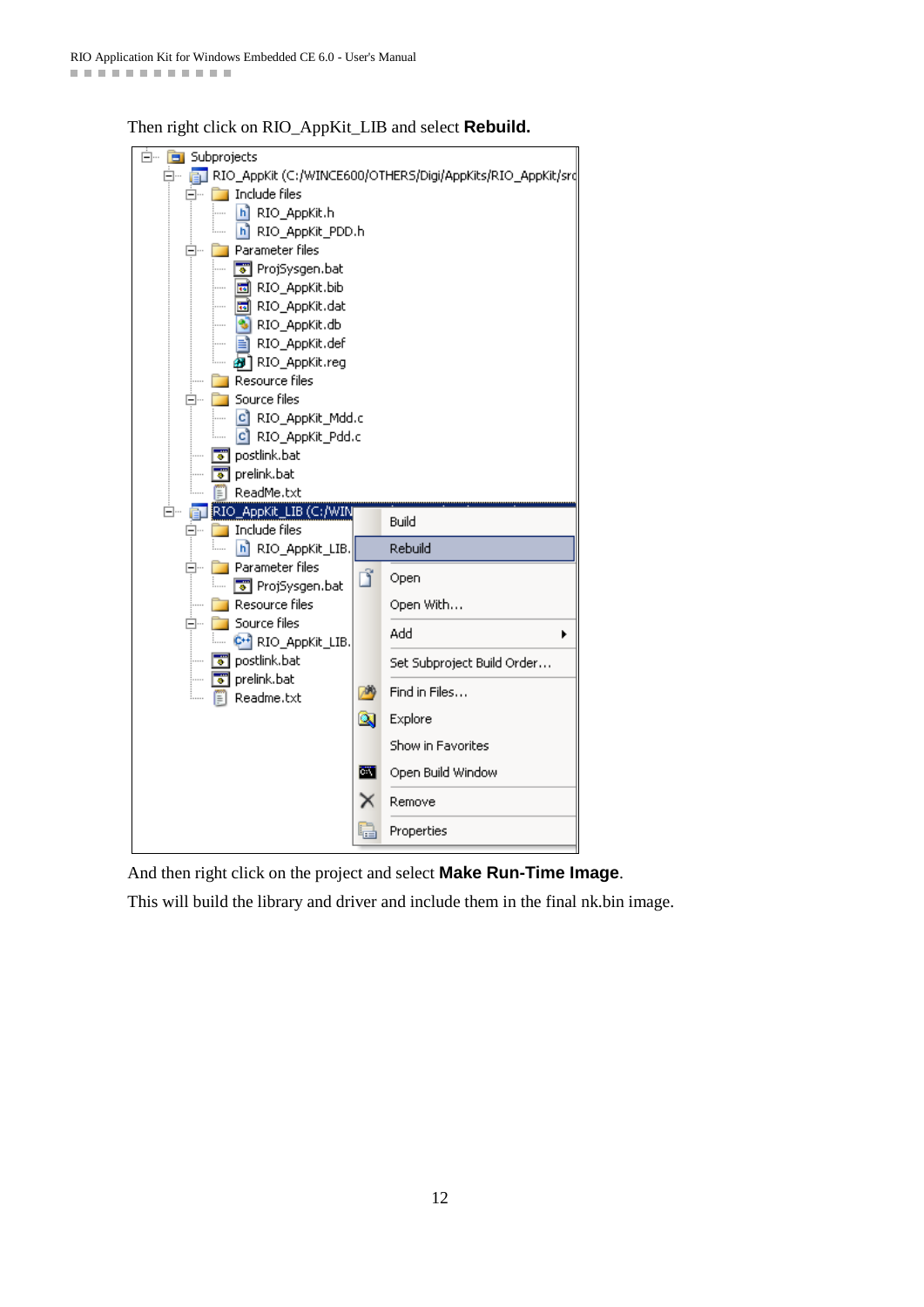Then right click on RIO_AppKit_LIB and select **Rebuild.**

And then right click on the project and select **Make Run-Time Image**.

This will build the library and driver and include them in the final nk.bin image.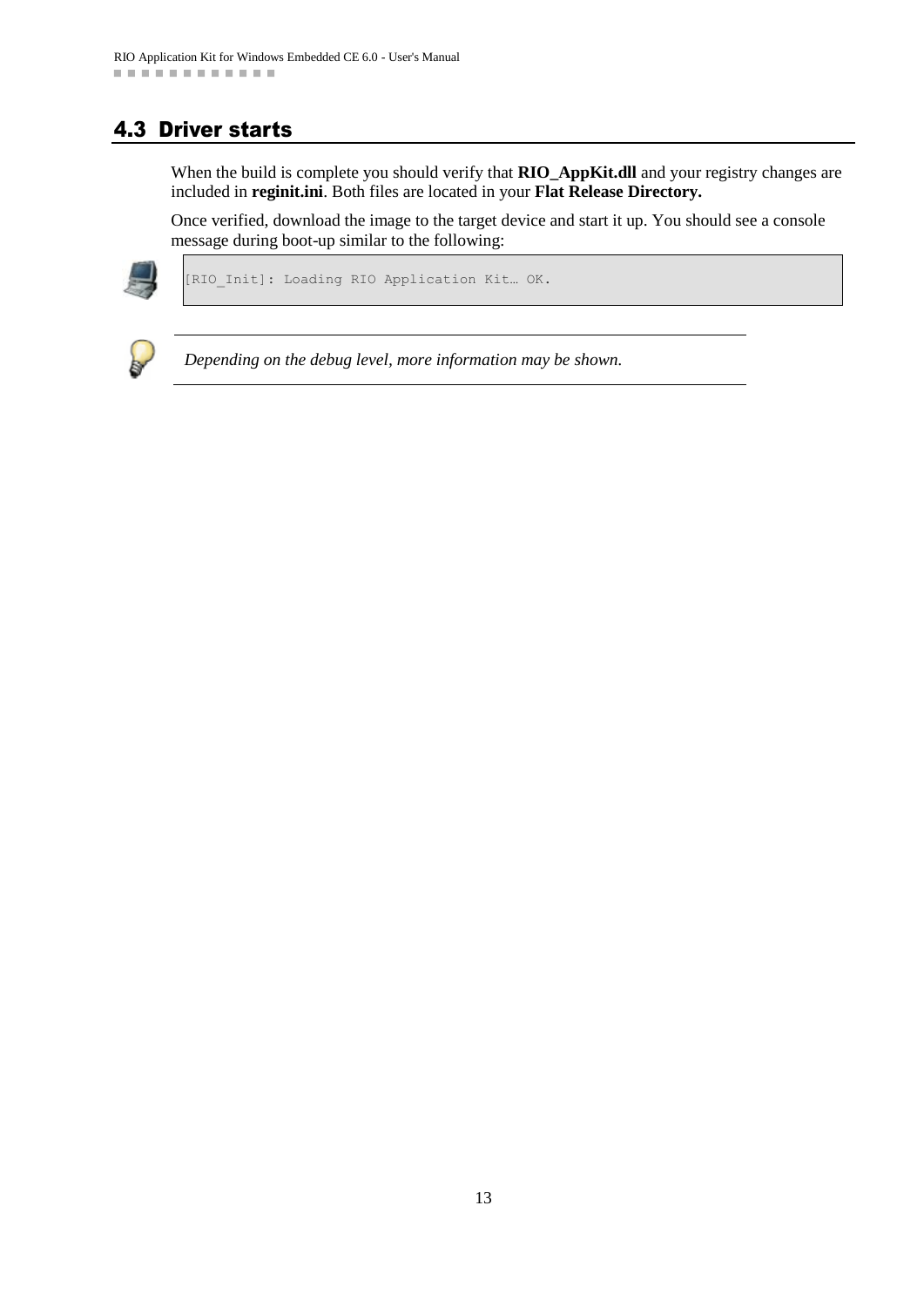## 4.3 Driver starts

When the build is complete you should verify that **RIO_AppKit.dll** and your registry changes are included in **reginit.ini**. Both files are located in your **Flat Release Directory.**

Once verified, download the image to the target device and start it up. You should see a console message during boot-up similar to the following:

```
[RIO_Init]: Loading RIO Application Kit… OK.
```

---

*Depending on the debug level, more information may be shown.*

---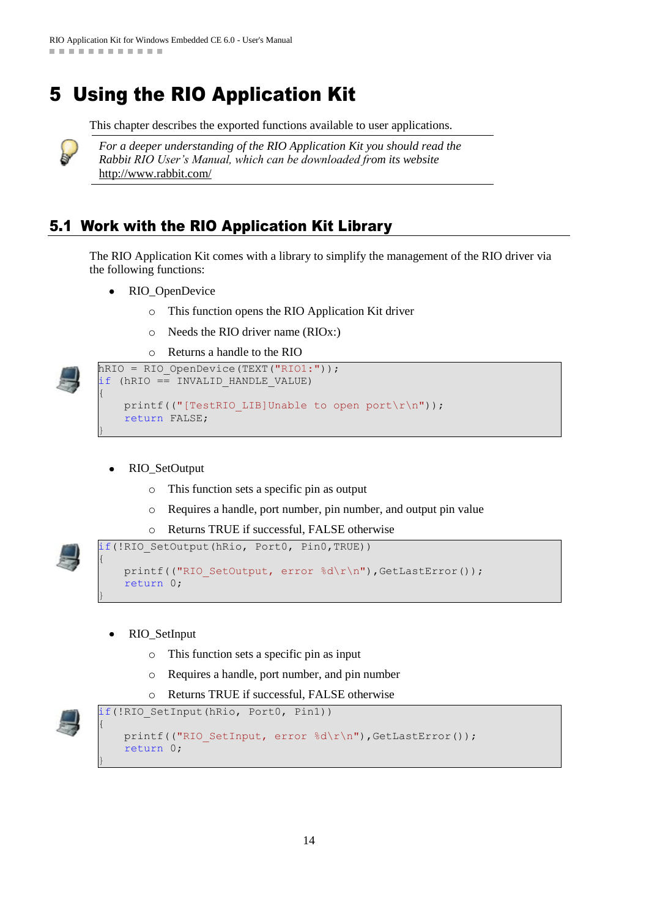# 5 Using the RIO Application Kit

This chapter describes the exported functions available to user applications.

*For a deeper understanding of the RIO Application Kit you should read the Rabbit RIO User's Manual, which can be downloaded from its website* http://www.rabbit.com/

## 5.1 Work with the RIO Application Kit Library

The RIO Application Kit comes with a library to simplify the management of the RIO driver via the following functions:

- RIO_OpenDevice
  - This function opens the RIO Application Kit driver
  - Needs the RIO driver name (RIOx:)
  - Returns a handle to the RIO

```
hRIO = RIO_OpenDevice(TEXT("RIO1:"));
if (hRIO == INVALID_HANDLE_VALUE)
{
    printf(("[TestRIO_LIB]Unable to open port\r\n"));
    return FALSE;
}
```

- RIO_SetOutput
  - This function sets a specific pin as output
  - Requires a handle, port number, pin number, and output pin value
  - Returns TRUE if successful, FALSE otherwise

```
if(!RIO_SetOutput(hRio, Port0, Pin0,TRUE))
{
    printf(("RIO_SetOutput, error %d\r\n"),GetLastError());
    return 0;
}
```

- RIO_SetInput
  - This function sets a specific pin as input
  - Requires a handle, port number, and pin number
  - Returns TRUE if successful, FALSE otherwise

```
if(!RIO_SetInput(hRio, Port0, Pin1))
{
    printf(("RIO_SetInput, error %d\r\n"),GetLastError());
    return 0;
}
```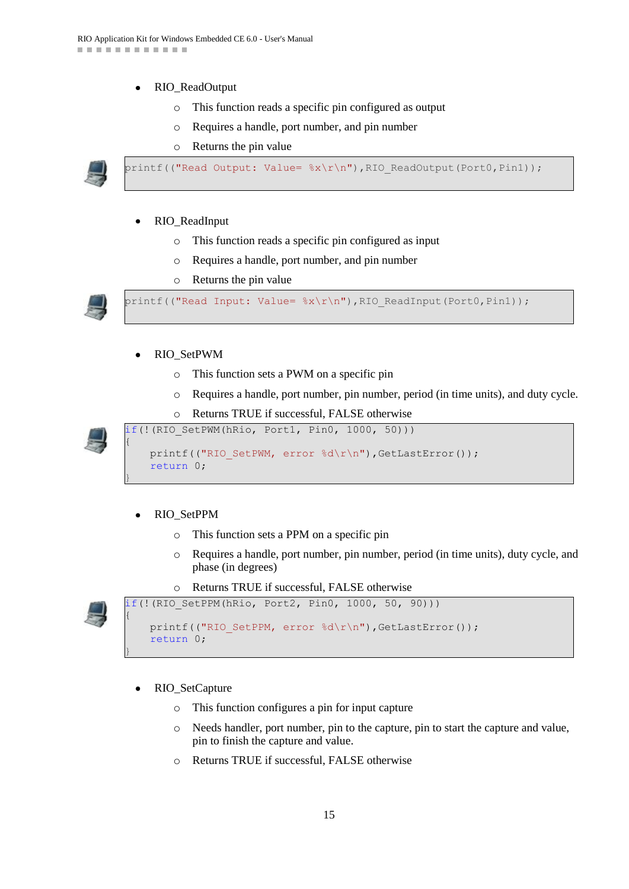- RIO_ReadOutput
    - This function reads a specific pin configured as output
    - Requires a handle, port number, and pin number
    - Returns the pin value

```
printf(("Read Output: Value= %x\r\n"),RIO_ReadOutput(Port0,Pin1));
```

- RIO_ReadInput
    - This function reads a specific pin configured as input
    - Requires a handle, port number, and pin number
    - Returns the pin value

```
printf(("Read Input: Value= %x\r\n"),RIO_ReadInput(Port0,Pin1));
```

- RIO_SetPWM
    - This function sets a PWM on a specific pin
    - Requires a handle, port number, pin number, period (in time units), and duty cycle.
    - Returns TRUE if successful, FALSE otherwise

```
if(!(RIO_SetPWM(hRio, Port1, Pin0, 1000, 50)))
{
    printf(("RIO_SetPWM, error %d\r\n"),GetLastError());
    return 0;
}
```

- RIO_SetPPM
    - This function sets a PPM on a specific pin
    - Requires a handle, port number, pin number, period (in time units), duty cycle, and phase (in degrees)
    - Returns TRUE if successful, FALSE otherwise

```
if(!(RIO_SetPPM(hRio, Port2, Pin0, 1000, 50, 90)))
{
    printf(("RIO_SetPPM, error %d\r\n"),GetLastError());
    return 0;
}
```

- RIO_SetCapture
    - This function configures a pin for input capture
    - Needs handler, port number, pin to the capture, pin to start the capture and value, pin to finish the capture and value.
    - Returns TRUE if successful, FALSE otherwise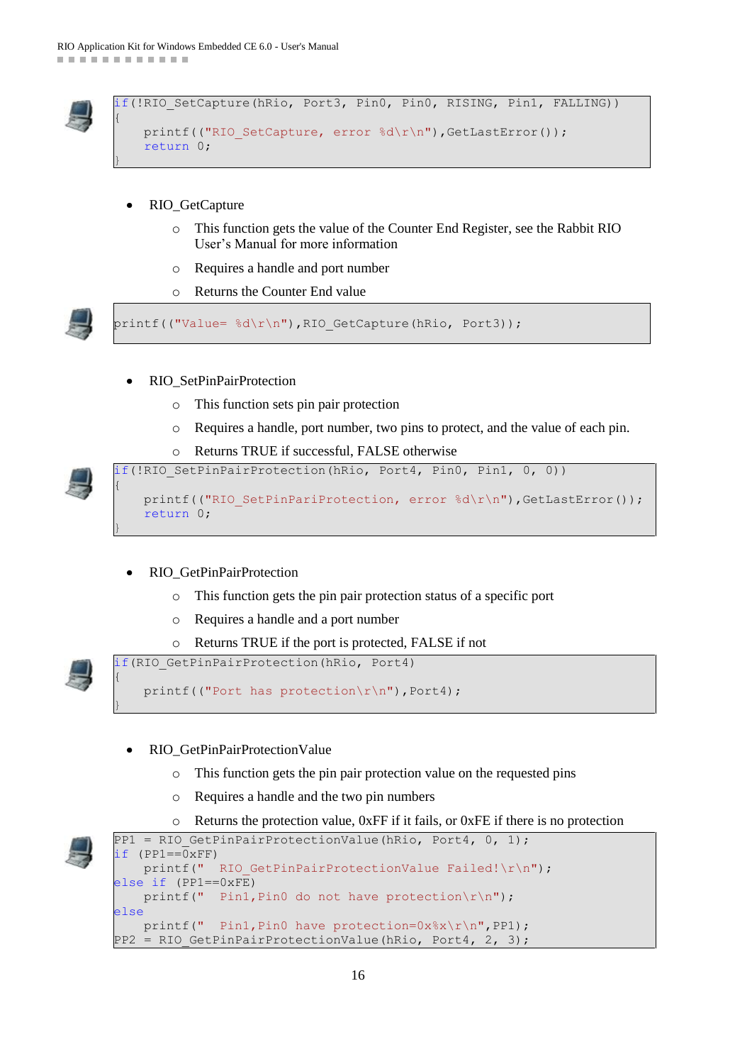```
if(!RIO_SetCapture(hRio, Port3, Pin0, Pin0, RISING, Pin1, FALLING))
{
    printf(("RIO_SetCapture, error %d\r\n"),GetLastError());
    return 0;
}
```

- RIO_GetCapture
  - This function gets the value of the Counter End Register, see the Rabbit RIO User's Manual for more information
  - Requires a handle and port number
  - Returns the Counter End value

```
printf(("Value= %d\r\n"),RIO_GetCapture(hRio, Port3));
```

- RIO_SetPinPairProtection
  - This function sets pin pair protection
  - Requires a handle, port number, two pins to protect, and the value of each pin.
  - Returns TRUE if successful, FALSE otherwise

```
if(!RIO_SetPinPairProtection(hRio, Port4, Pin0, Pin1, 0, 0))
{
    printf(("RIO_SetPinPariProtection, error %d\r\n"),GetLastError());
    return 0;
}
```

- RIO_GetPinPairProtection
  - This function gets the pin pair protection status of a specific port
  - Requires a handle and a port number
  - Returns TRUE if the port is protected, FALSE if not

```
if(RIO_GetPinPairProtection(hRio, Port4)
{
    printf(("Port has protection\r\n"),Port4);
}
```

- RIO_GetPinPairProtectionValue
  - This function gets the pin pair protection value on the requested pins
  - Requires a handle and the two pin numbers
  - Returns the protection value, 0xFF if it fails, or 0xFE if there is no protection

```
PP1 = RIO_GetPinPairProtectionValue(hRio, Port4, 0, 1);
if (PP1==0xFF)
    printf("  RIO_GetPinPairProtectionValue Failed!\r\n");
else if (PP1==0xFE)
    printf("  Pin1,Pin0 do not have protection\r\n");
else
    printf("  Pin1,Pin0 have protection=0x%x\r\n",PP1);
PP2 = RIO_GetPinPairProtectionValue(hRio, Port4, 2, 3);
```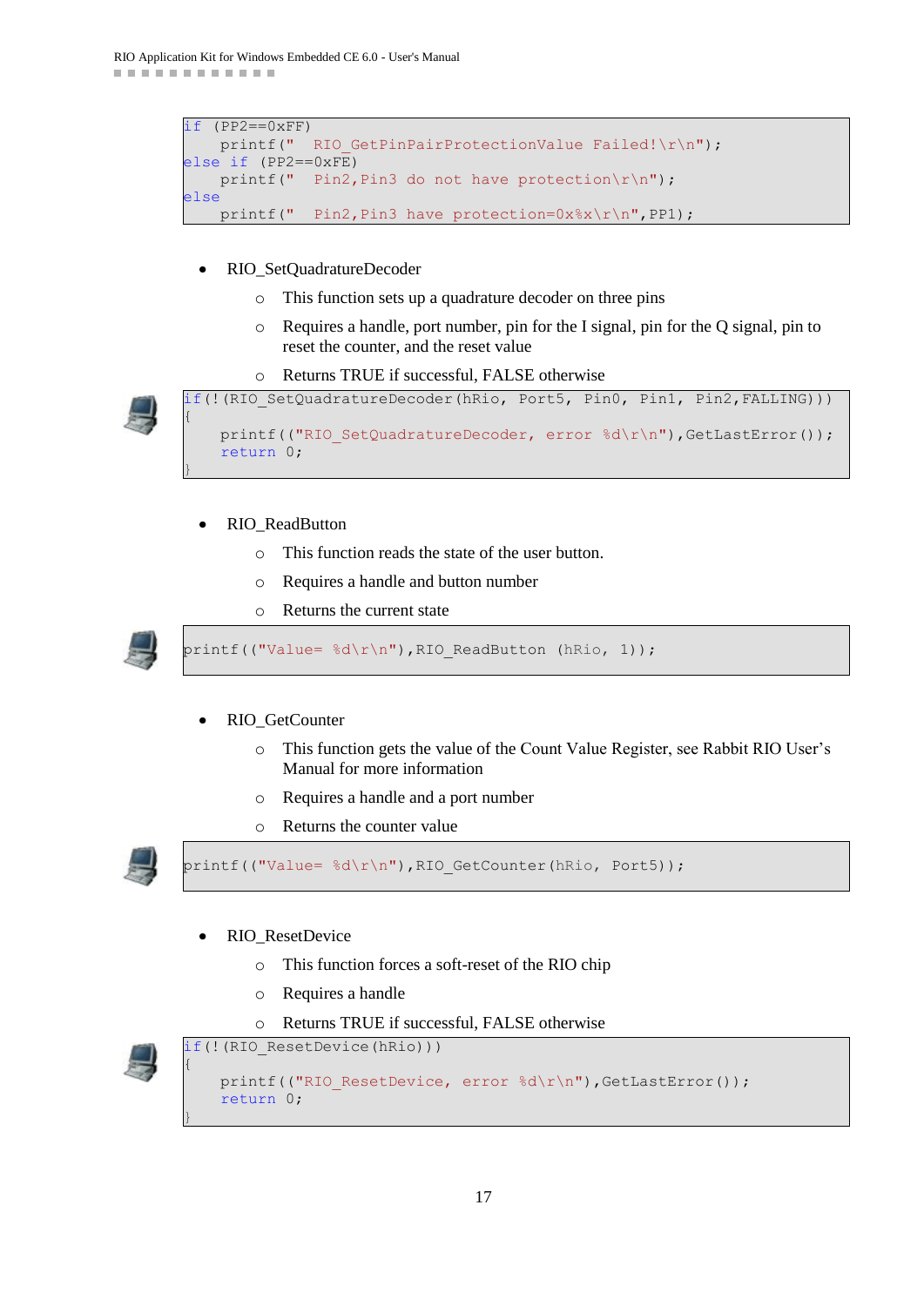```
if (PP2==0xFF)
    printf("  RIO_GetPinPairProtectionValue Failed!\r\n");
else if (PP2==0xFE)
    printf("  Pin2,Pin3 do not have protection\r\n");
else
    printf("  Pin2,Pin3 have protection=0x%x\r\n",PP1);
```

- RIO_SetQuadratureDecoder
    - This function sets up a quadrature decoder on three pins
    - Requires a handle, port number, pin for the I signal, pin for the Q signal, pin to reset the counter, and the reset value
    - Returns TRUE if successful, FALSE otherwise

```
if(!(RIO_SetQuadratureDecoder(hRio, Port5, Pin0, Pin1, Pin2,FALLING)))
{
    printf(("RIO_SetQuadratureDecoder, error %d\r\n"),GetLastError());
    return 0;
}
```

- RIO_ReadButton
    - This function reads the state of the user button.
    - Requires a handle and button number
    - Returns the current state

```
printf(("Value= %d\r\n"),RIO_ReadButton (hRio, 1));
```

- RIO_GetCounter
    - This function gets the value of the Count Value Register, see Rabbit RIO User's Manual for more information
    - Requires a handle and a port number
    - Returns the counter value

```
printf(("Value= %d\r\n"),RIO_GetCounter(hRio, Port5));
```

- RIO_ResetDevice
    - This function forces a soft-reset of the RIO chip
    - Requires a handle
    - Returns TRUE if successful, FALSE otherwise

```
if(!(RIO_ResetDevice(hRio)))
{
    printf(("RIO_ResetDevice, error %d\r\n"),GetLastError());
    return 0;
}
```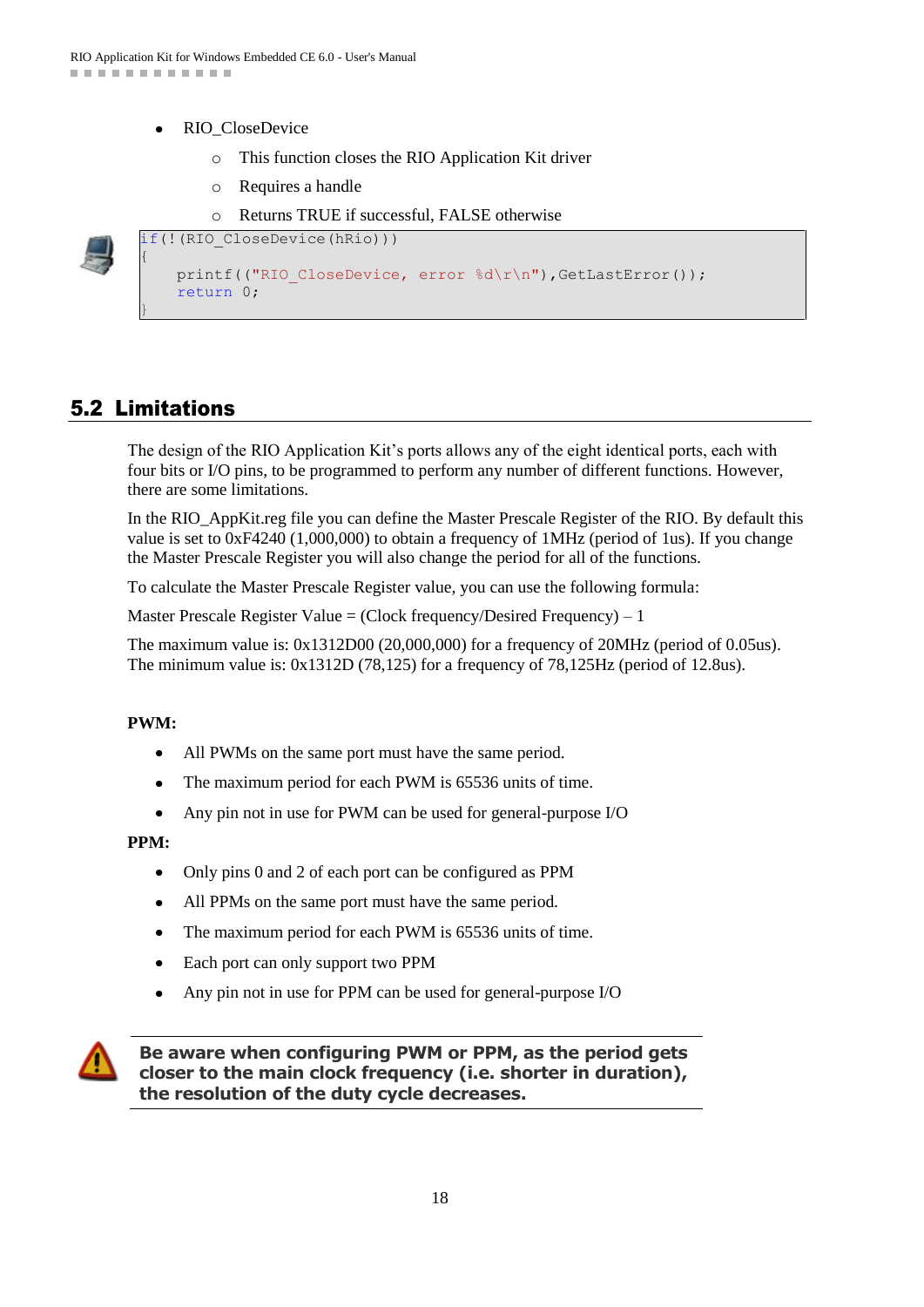- RIO_CloseDevice
  - This function closes the RIO Application Kit driver
  - Requires a handle
  - Returns TRUE if successful, FALSE otherwise

```
if(!(RIO_CloseDevice(hRio)))
{
    printf(("RIO_CloseDevice, error %d\r\n"),GetLastError());
    return 0;
}
```

## 5.2 Limitations

The design of the RIO Application Kit's ports allows any of the eight identical ports, each with four bits or I/O pins, to be programmed to perform any number of different functions. However, there are some limitations.

In the RIO_AppKit.reg file you can define the Master Prescale Register of the RIO. By default this value is set to 0xF4240 (1,000,000) to obtain a frequency of 1MHz (period of 1us). If you change the Master Prescale Register you will also change the period for all of the functions.

To calculate the Master Prescale Register value, you can use the following formula:

Master Prescale Register Value = (Clock frequency/Desired Frequency) – 1

The maximum value is: 0x1312D00 (20,000,000) for a frequency of 20MHz (period of 0.05us).
The minimum value is: 0x1312D (78,125) for a frequency of 78,125Hz (period of 12.8us).

**PWM:**

- All PWMs on the same port must have the same period.
- The maximum period for each PWM is 65536 units of time.
- Any pin not in use for PWM can be used for general-purpose I/O

**PPM:**

- Only pins 0 and 2 of each port can be configured as PPM
- All PPMs on the same port must have the same period.
- The maximum period for each PWM is 65536 units of time.
- Each port can only support two PPM
- Any pin not in use for PPM can be used for general-purpose I/O

**Be aware when configuring PWM or PPM, as the period gets closer to the main clock frequency (i.e. shorter in duration), the resolution of the duty cycle decreases.**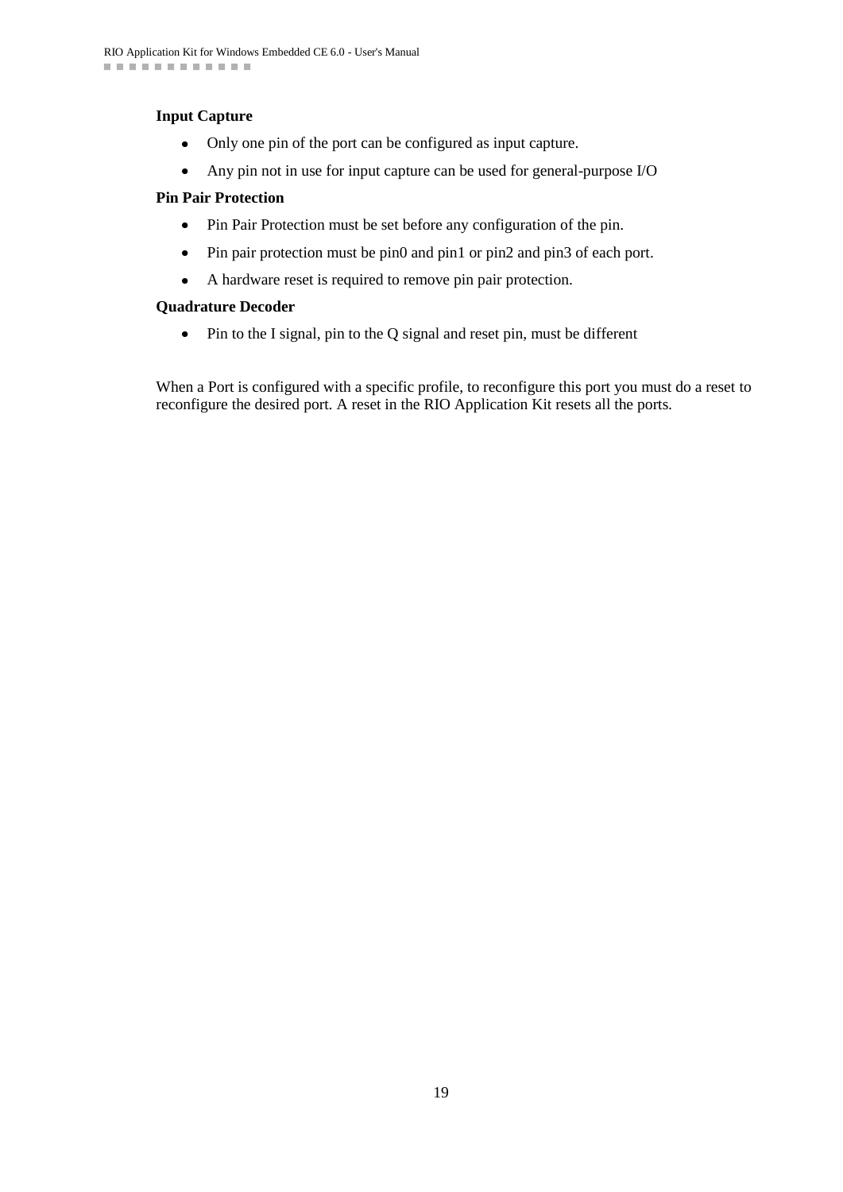**Input Capture**

- Only one pin of the port can be configured as input capture.
- Any pin not in use for input capture can be used for general-purpose I/O

**Pin Pair Protection**

- Pin Pair Protection must be set before any configuration of the pin.
- Pin pair protection must be pin0 and pin1 or pin2 and pin3 of each port.
- A hardware reset is required to remove pin pair protection.

**Quadrature Decoder**

- Pin to the I signal, pin to the Q signal and reset pin, must be different

When a Port is configured with a specific profile, to reconfigure this port you must do a reset to reconfigure the desired port. A reset in the RIO Application Kit resets all the ports.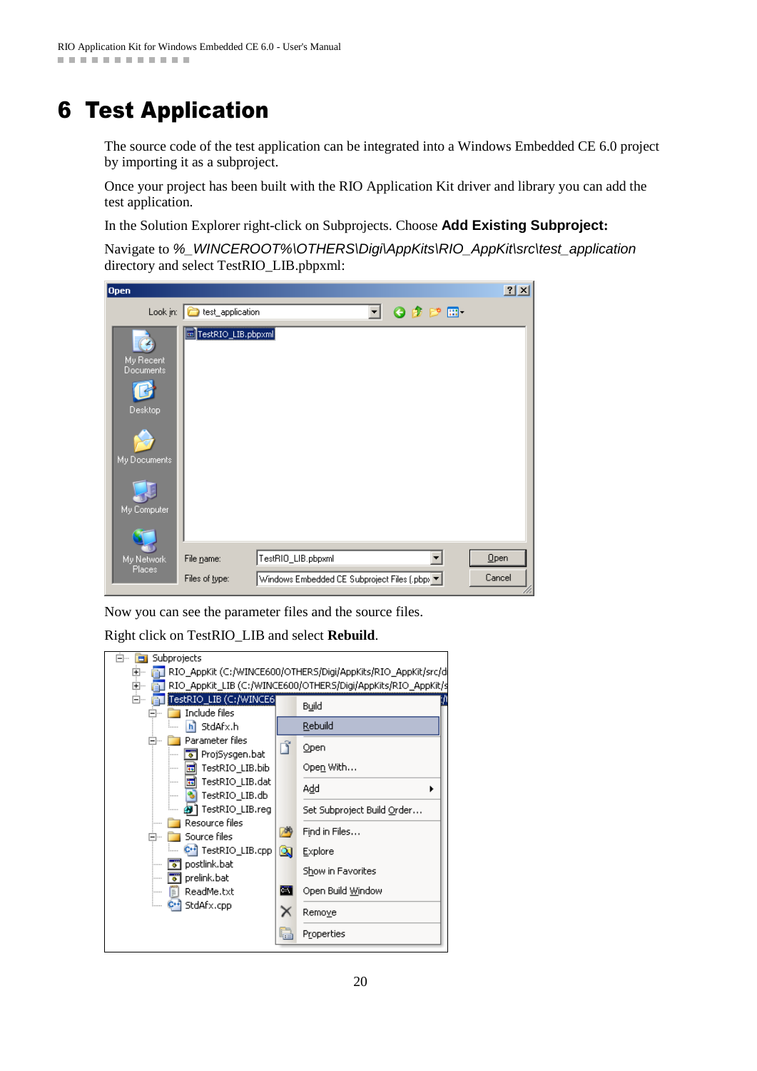# 6 Test Application

The source code of the test application can be integrated into a Windows Embedded CE 6.0 project by importing it as a subproject.

Once your project has been built with the RIO Application Kit driver and library you can add the test application.

In the Solution Explorer right-click on Subprojects. Choose **Add Existing Subproject:**

Navigate to *%_WINCEROOT%\OTHERS\Digi\AppKits\RIO_AppKit\src\test_application* directory and select TestRIO_LIB.pbpxml:

Now you can see the parameter files and the source files.

Right click on TestRIO_LIB and select **Rebuild**.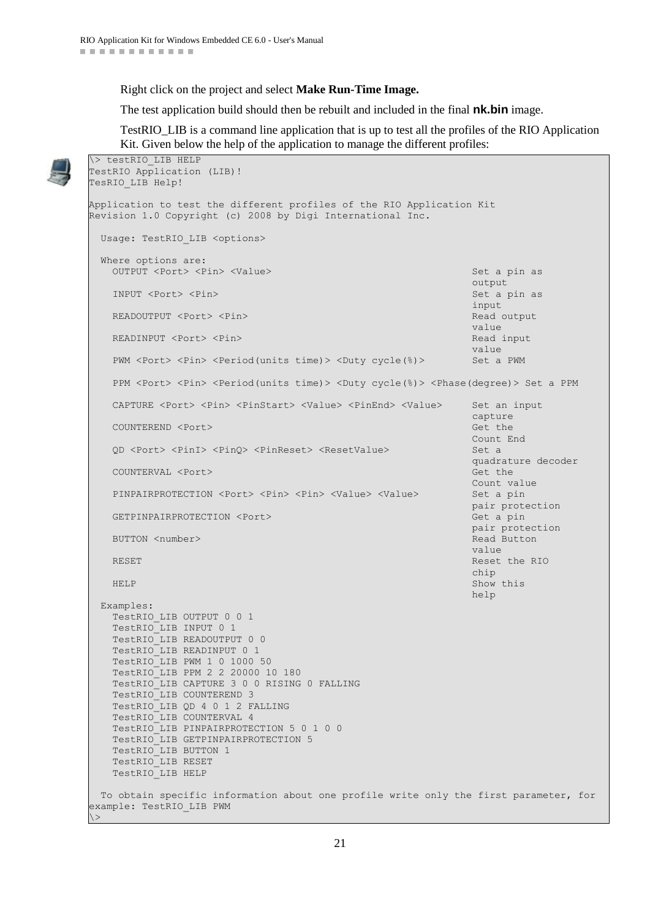Right click on the project and select **Make Run-Time Image.**

The test application build should then be rebuilt and included in the final **nk.bin** image.

TestRIO_LIB is a command line application that is up to test all the profiles of the RIO Application Kit. Given below the help of the application to manage the different profiles:

```
\> testRIO_LIB HELP
TestRIO Application (LIB)!
TesRIO_LIB Help!

Application to test the different profiles of the RIO Application Kit
Revision 1.0 Copyright (c) 2008 by Digi International Inc.

  Usage: TestRIO_LIB <options>

  Where options are:
    OUTPUT <Port> <Pin> <Value>                                 Set a pin as
                                                                output
    INPUT <Port> <Pin>                                          Set a pin as
                                                                input
    READOUTPUT <Port> <Pin>                                     Read output
                                                                value
    READINPUT <Port> <Pin>                                      Read input
                                                                value
    PWM <Port> <Pin> <Period(units time)> <Duty cycle(%)>       Set a PWM

    PPM <Port> <Pin> <Period(units time)> <Duty cycle(%)> <Phase(degree)> Set a PPM

    CAPTURE <Port> <Pin> <PinStart> <Value> <PinEnd> <Value>    Set an input
                                                                capture
    COUNTEREND <Port>                                           Get the
                                                                Count End
    QD <Port> <PinI> <PinQ> <PinReset> <ResetValue>             Set a
                                                                quadrature decoder
    COUNTERVAL <Port>                                           Get the
                                                                Count value
    PINPAIRPROTECTION <Port> <Pin> <Pin> <Value> <Value>        Set a pin
                                                                pair protection
    GETPINPAIRPROTECTION <Port>                                 Get a pin
                                                                pair protection
    BUTTON <number>                                             Read Button
                                                                value
    RESET                                                       Reset the RIO
                                                                chip
    HELP                                                        Show this
                                                                help
  Examples:
    TestRIO_LIB OUTPUT 0 0 1
    TestRIO_LIB INPUT 0 1
    TestRIO_LIB READOUTPUT 0 0
    TestRIO_LIB READINPUT 0 1
    TestRIO_LIB PWM 1 0 1000 50
    TestRIO_LIB PPM 2 2 20000 10 180
    TestRIO_LIB CAPTURE 3 0 0 RISING 0 FALLING
    TestRIO_LIB COUNTEREND 3
    TestRIO_LIB QD 4 0 1 2 FALLING
    TestRIO_LIB COUNTERVAL 4
    TestRIO_LIB PINPAIRPROTECTION 5 0 1 0 0
    TestRIO_LIB GETPINPAIRPROTECTION 5
    TestRIO_LIB BUTTON 1
    TestRIO_LIB RESET
    TestRIO_LIB HELP

  To obtain specific information about one profile write only the first parameter, for
example: TestRIO_LIB PWM
\>
```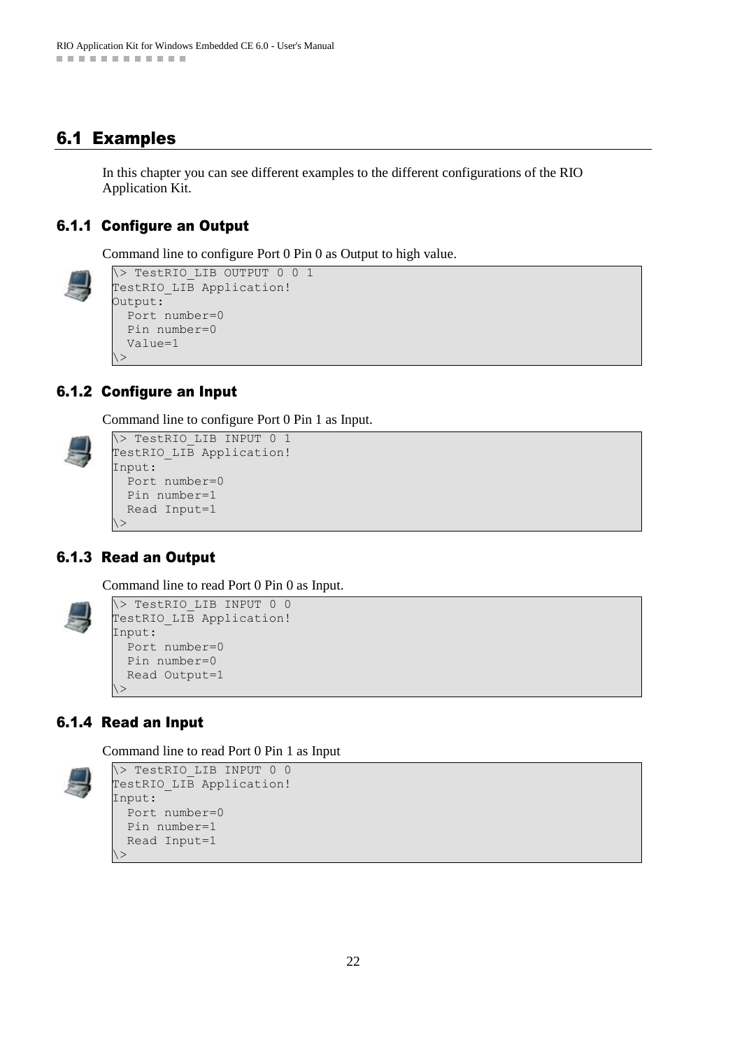## 6.1 Examples

In this chapter you can see different examples to the different configurations of the RIO Application Kit.

### 6.1.1 Configure an Output

Command line to configure Port 0 Pin 0 as Output to high value.

```
\> TestRIO_LIB OUTPUT 0 0 1
TestRIO_LIB Application!
Output:
  Port number=0
  Pin number=0
  Value=1
\>
```

### 6.1.2 Configure an Input

Command line to configure Port 0 Pin 1 as Input.

```
\> TestRIO_LIB INPUT 0 1
TestRIO_LIB Application!
Input:
  Port number=0
  Pin number=1
  Read Input=1
\>
```

### 6.1.3 Read an Output

Command line to read Port 0 Pin 0 as Input.

```
\> TestRIO_LIB INPUT 0 0
TestRIO_LIB Application!
Input:
  Port number=0
  Pin number=0
  Read Output=1
\>
```

### 6.1.4 Read an Input

Command line to read Port 0 Pin 1 as Input

```
\> TestRIO_LIB INPUT 0 0
TestRIO_LIB Application!
Input:
  Port number=0
  Pin number=1
  Read Input=1
\>
```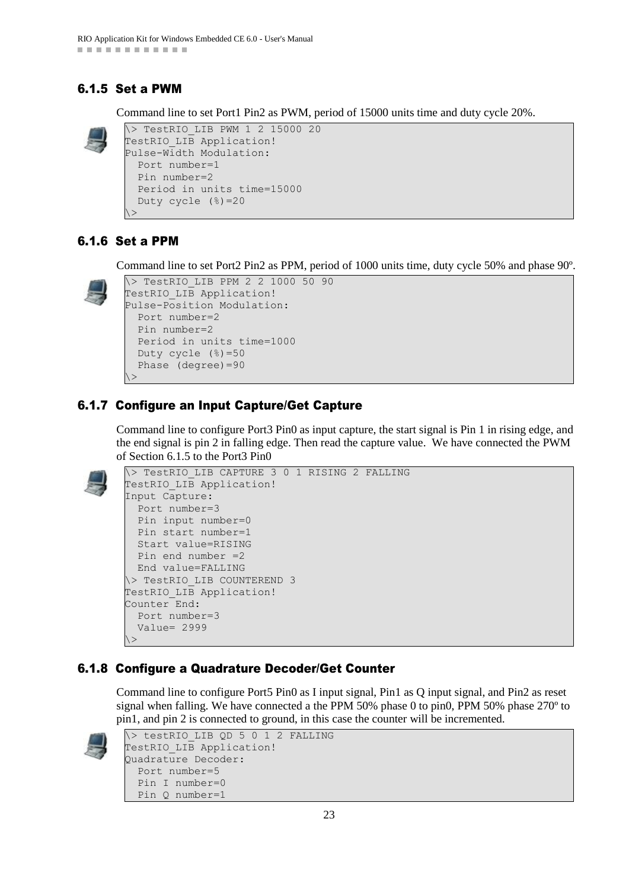### 6.1.5 Set a PWM

Command line to set Port1 Pin2 as PWM, period of 15000 units time and duty cycle 20%.

```
\> TestRIO_LIB PWM 1 2 15000 20
TestRIO_LIB Application!
Pulse-Width Modulation:
  Port number=1
  Pin number=2
  Period in units time=15000
  Duty cycle (%)=20
\>
```

### 6.1.6 Set a PPM

Command line to set Port2 Pin2 as PPM, period of 1000 units time, duty cycle 50% and phase 90º.

```
\> TestRIO_LIB PPM 2 2 1000 50 90
TestRIO_LIB Application!
Pulse-Position Modulation:
  Port number=2
  Pin number=2
  Period in units time=1000
  Duty cycle (%)=50
  Phase (degree)=90
\>
```

### 6.1.7 Configure an Input Capture/Get Capture

Command line to configure Port3 Pin0 as input capture, the start signal is Pin 1 in rising edge, and the end signal is pin 2 in falling edge. Then read the capture value. We have connected the PWM of Section 6.1.5 to the Port3 Pin0

```
\> TestRIO_LIB CAPTURE 3 0 1 RISING 2 FALLING
TestRIO_LIB Application!
Input Capture:
  Port number=3
  Pin input number=0
  Pin start number=1
  Start value=RISING
  Pin end number =2
  End value=FALLING
\> TestRIO_LIB COUNTEREND 3
TestRIO_LIB Application!
Counter End:
  Port number=3
  Value= 2999
\>
```

### 6.1.8 Configure a Quadrature Decoder/Get Counter

Command line to configure Port5 Pin0 as I input signal, Pin1 as Q input signal, and Pin2 as reset signal when falling. We have connected a the PPM 50% phase 0 to pin0, PPM 50% phase 270º to pin1, and pin 2 is connected to ground, in this case the counter will be incremented.

```
\> testRIO_LIB QD 5 0 1 2 FALLING
TestRIO_LIB Application!
Quadrature Decoder:
  Port number=5
  Pin I number=0
  Pin Q number=1
```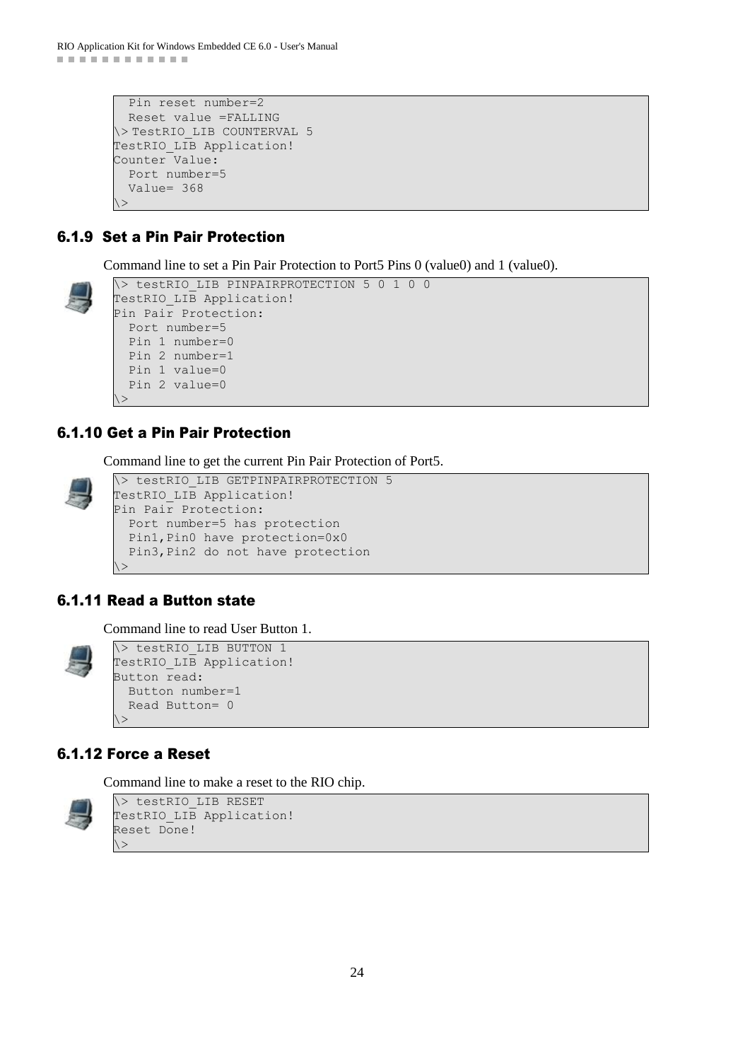```
  Pin reset number=2
  Reset value =FALLING
\> TestRIO_LIB COUNTERVAL 5
TestRIO_LIB Application!
Counter Value:
  Port number=5
  Value= 368
\>
```

### 6.1.9 Set a Pin Pair Protection

Command line to set a Pin Pair Protection to Port5 Pins 0 (value0) and 1 (value0).

```
\> testRIO_LIB PINPAIRPROTECTION 5 0 1 0 0
TestRIO_LIB Application!
Pin Pair Protection:
  Port number=5
  Pin 1 number=0
  Pin 2 number=1
  Pin 1 value=0
  Pin 2 value=0
\>
```

### 6.1.10 Get a Pin Pair Protection

Command line to get the current Pin Pair Protection of Port5.

```
\> testRIO_LIB GETPINPAIRPROTECTION 5
TestRIO_LIB Application!
Pin Pair Protection:
  Port number=5 has protection
  Pin1,Pin0 have protection=0x0
  Pin3,Pin2 do not have protection
\>
```

### 6.1.11 Read a Button state

Command line to read User Button 1.

```
\> testRIO_LIB BUTTON 1
TestRIO_LIB Application!
Button read:
  Button number=1
  Read Button= 0
\>
```

### 6.1.12 Force a Reset

Command line to make a reset to the RIO chip.

```
\> testRIO_LIB RESET
TestRIO_LIB Application!
Reset Done!
\>
```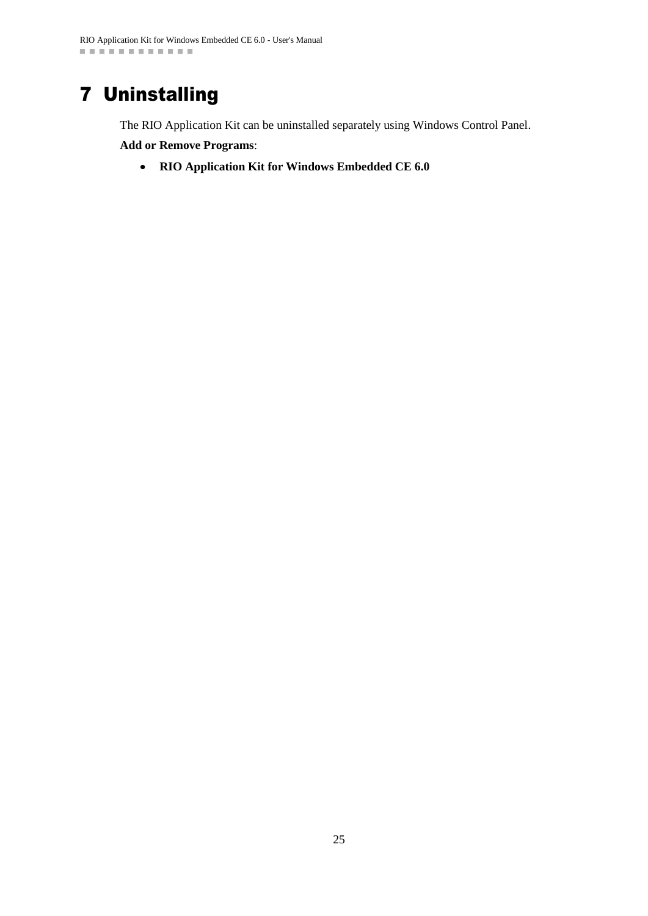# 7 Uninstalling

The RIO Application Kit can be uninstalled separately using Windows Control Panel.

**Add or Remove Programs**:

- **RIO Application Kit for Windows Embedded CE 6.0**